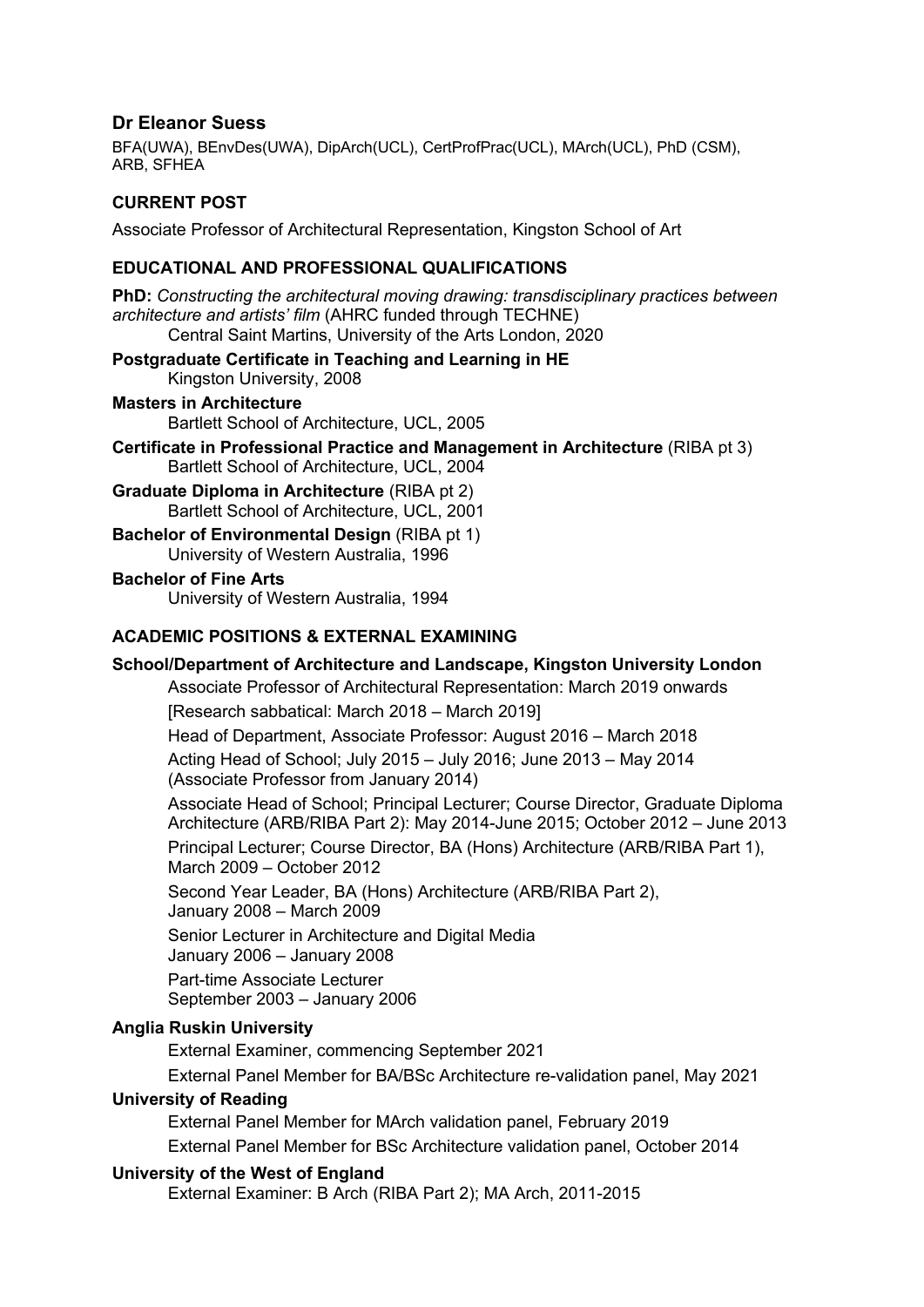# Dr Eleanor Suess

BFA(UWA), BEnvDes(UWA), DipArch(UCL), CertProfPrac(UCL), MArch(UCL), PhD (CSM), ARB, SFHEA

## CURRENT POST

Associate Professor of Architectural Representation, Kingston School of Art

## EDUCATIONAL AND PROFESSIONAL QUALIFICATIONS

**PhD:** *Constructing the architectural moving drawing: transdisciplinary practices between architecture and artists' film* (AHRC funded through TECHNE)
Central Saint Martins, University of the Arts London, 2020

**Postgraduate Certificate in Teaching and Learning in HE**
Kingston University, 2008

**Masters in Architecture**
Bartlett School of Architecture, UCL, 2005

**Certificate in Professional Practice and Management in Architecture** (RIBA pt 3)
Bartlett School of Architecture, UCL, 2004

**Graduate Diploma in Architecture** (RIBA pt 2)
Bartlett School of Architecture, UCL, 2001

**Bachelor of Environmental Design** (RIBA pt 1)
University of Western Australia, 1996

**Bachelor of Fine Arts**
University of Western Australia, 1994

## ACADEMIC POSITIONS & EXTERNAL EXAMINING

### School/Department of Architecture and Landscape, Kingston University London

Associate Professor of Architectural Representation: March 2019 onwards

[Research sabbatical: March 2018 – March 2019]

Head of Department, Associate Professor: August 2016 – March 2018

Acting Head of School; July 2015 – July 2016; June 2013 – May 2014
(Associate Professor from January 2014)

Associate Head of School; Principal Lecturer; Course Director, Graduate Diploma Architecture (ARB/RIBA Part 2): May 2014-June 2015; October 2012 – June 2013

Principal Lecturer; Course Director, BA (Hons) Architecture (ARB/RIBA Part 1), March 2009 – October 2012

Second Year Leader, BA (Hons) Architecture (ARB/RIBA Part 2),
January 2008 – March 2009

Senior Lecturer in Architecture and Digital Media
January 2006 – January 2008

Part-time Associate Lecturer
September 2003 – January 2006

### Anglia Ruskin University

External Examiner, commencing September 2021

External Panel Member for BA/BSc Architecture re-validation panel, May 2021

### University of Reading

External Panel Member for MArch validation panel, February 2019

External Panel Member for BSc Architecture validation panel, October 2014

### University of the West of England

External Examiner: B Arch (RIBA Part 2); MA Arch, 2011-2015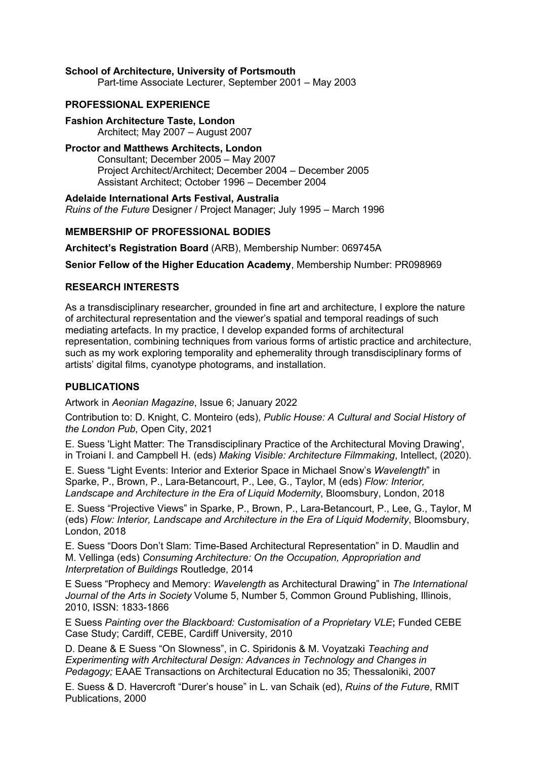**School of Architecture, University of Portsmouth**
Part-time Associate Lecturer, September 2001 – May 2003

## PROFESSIONAL EXPERIENCE

**Fashion Architecture Taste, London**
Architect; May 2007 – August 2007

**Proctor and Matthews Architects, London**
Consultant; December 2005 – May 2007
Project Architect/Architect; December 2004 – December 2005
Assistant Architect; October 1996 – December 2004

**Adelaide International Arts Festival, Australia**
*Ruins of the Future* Designer / Project Manager; July 1995 – March 1996

## MEMBERSHIP OF PROFESSIONAL BODIES

**Architect's Registration Board** (ARB), Membership Number: 069745A

**Senior Fellow of the Higher Education Academy**, Membership Number: PR098969

## RESEARCH INTERESTS

As a transdisciplinary researcher, grounded in fine art and architecture, I explore the nature of architectural representation and the viewer's spatial and temporal readings of such mediating artefacts. In my practice, I develop expanded forms of architectural representation, combining techniques from various forms of artistic practice and architecture, such as my work exploring temporality and ephemerality through transdisciplinary forms of artists' digital films, cyanotype photograms, and installation.

## PUBLICATIONS

Artwork in *Aeonian Magazine*, Issue 6; January 2022

Contribution to: D. Knight, C. Monteiro (eds), *Public House: A Cultural and Social History of the London Pub*, Open City, 2021

E. Suess 'Light Matter: The Transdisciplinary Practice of the Architectural Moving Drawing', in Troiani I. and Campbell H. (eds) *Making Visible: Architecture Filmmaking*, Intellect, (2020).

E. Suess "Light Events: Interior and Exterior Space in Michael Snow's *Wavelength*" in Sparke, P., Brown, P., Lara-Betancourt, P., Lee, G., Taylor, M (eds) *Flow: Interior, Landscape and Architecture in the Era of Liquid Modernity*, Bloomsbury, London, 2018

E. Suess "Projective Views" in Sparke, P., Brown, P., Lara-Betancourt, P., Lee, G., Taylor, M (eds) *Flow: Interior, Landscape and Architecture in the Era of Liquid Modernity*, Bloomsbury, London, 2018

E. Suess "Doors Don't Slam: Time-Based Architectural Representation" in D. Maudlin and M. Vellinga (eds) *Consuming Architecture: On the Occupation, Appropriation and Interpretation of Buildings* Routledge, 2014

E Suess "Prophecy and Memory: *Wavelength* as Architectural Drawing" in *The International Journal of the Arts in Society* Volume 5, Number 5, Common Ground Publishing, Illinois, 2010, ISSN: 1833-1866

E Suess *Painting over the Blackboard: Customisation of a Proprietary VLE*; Funded CEBE Case Study; Cardiff, CEBE, Cardiff University, 2010

D. Deane & E Suess "On Slowness", in C. Spiridonis & M. Voyatzaki *Teaching and Experimenting with Architectural Design: Advances in Technology and Changes in Pedagogy;* EAAE Transactions on Architectural Education no 35; Thessaloniki, 2007

E. Suess & D. Havercroft "Durer's house" in L. van Schaik (ed), *Ruins of the Future*, RMIT Publications, 2000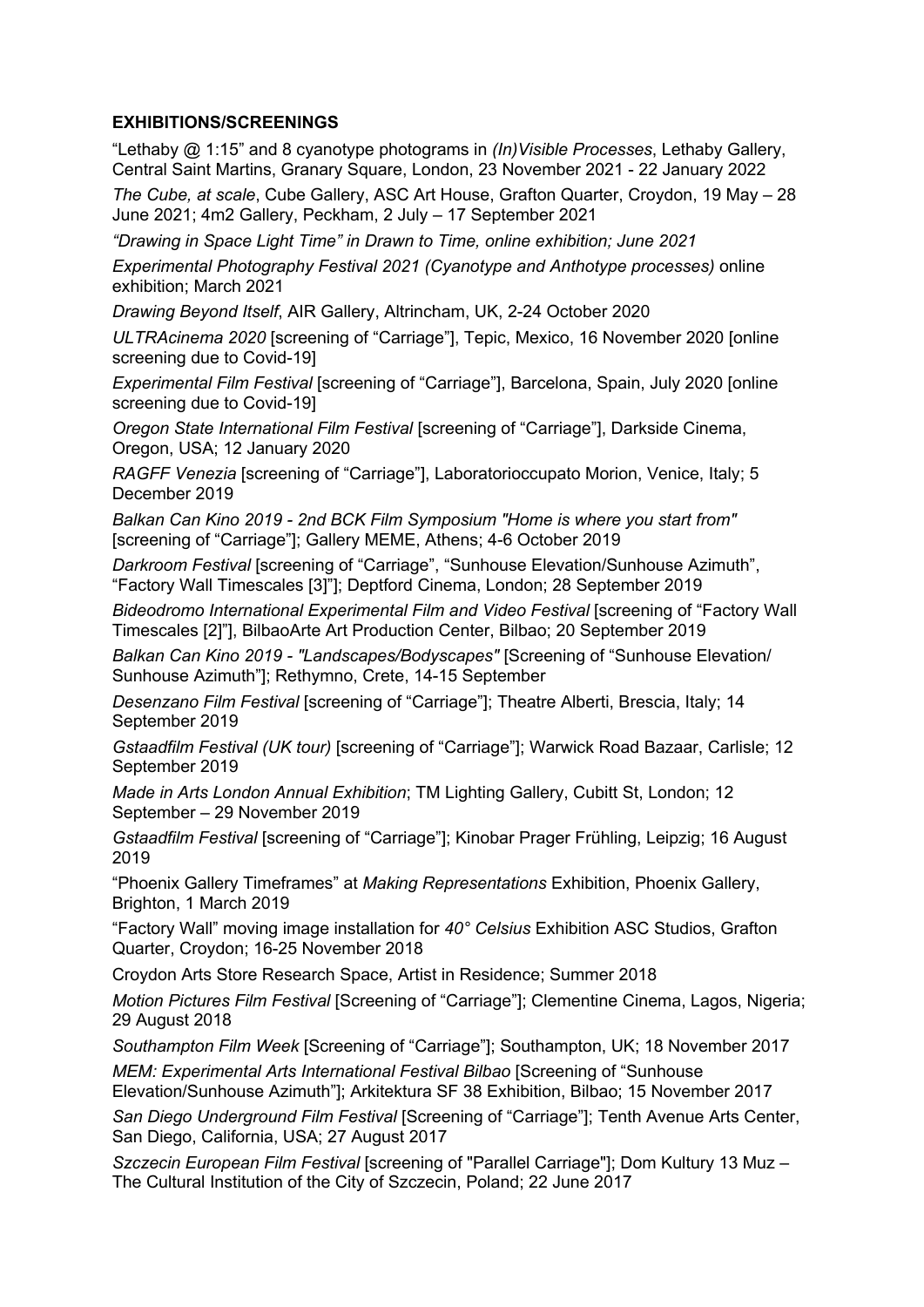**EXHIBITIONS/SCREENINGS**

"Lethaby @ 1:15" and 8 cyanotype photograms in *(In)Visible Processes*, Lethaby Gallery, Central Saint Martins, Granary Square, London, 23 November 2021 - 22 January 2022

*The Cube, at scale*, Cube Gallery, ASC Art House, Grafton Quarter, Croydon, 19 May – 28 June 2021; 4m2 Gallery, Peckham, 2 July – 17 September 2021

*"Drawing in Space Light Time" in Drawn to Time, online exhibition; June 2021*

*Experimental Photography Festival 2021 (Cyanotype and Anthotype processes)* online exhibition; March 2021

*Drawing Beyond Itself*, AIR Gallery, Altrincham, UK, 2-24 October 2020

*ULTRAcinema 2020* [screening of "Carriage"], Tepic, Mexico, 16 November 2020 [online screening due to Covid-19]

*Experimental Film Festival* [screening of "Carriage"], Barcelona, Spain, July 2020 [online screening due to Covid-19]

*Oregon State International Film Festival* [screening of "Carriage"], Darkside Cinema, Oregon, USA; 12 January 2020

*RAGFF Venezia* [screening of "Carriage"], Laboratorioccupato Morion, Venice, Italy; 5 December 2019

*Balkan Can Kino 2019 - 2nd BCK Film Symposium "Home is where you start from"* [screening of "Carriage"]; Gallery MEME, Athens; 4-6 October 2019

*Darkroom Festival* [screening of "Carriage", "Sunhouse Elevation/Sunhouse Azimuth", "Factory Wall Timescales [3]"]; Deptford Cinema, London; 28 September 2019

*Bideodromo International Experimental Film and Video Festival* [screening of "Factory Wall Timescales [2]"], BilbaoArte Art Production Center, Bilbao; 20 September 2019

*Balkan Can Kino 2019 - "Landscapes/Bodyscapes"* [Screening of "Sunhouse Elevation/ Sunhouse Azimuth"]; Rethymno, Crete, 14-15 September

*Desenzano Film Festival* [screening of "Carriage"]; Theatre Alberti, Brescia, Italy; 14 September 2019

*Gstaadfilm Festival (UK tour)* [screening of "Carriage"]; Warwick Road Bazaar, Carlisle; 12 September 2019

*Made in Arts London Annual Exhibition*; TM Lighting Gallery, Cubitt St, London; 12 September – 29 November 2019

*Gstaadfilm Festival* [screening of "Carriage"]; Kinobar Prager Frühling, Leipzig; 16 August 2019

"Phoenix Gallery Timeframes" at *Making Representations* Exhibition, Phoenix Gallery, Brighton, 1 March 2019

"Factory Wall" moving image installation for *40° Celsius* Exhibition ASC Studios, Grafton Quarter, Croydon; 16-25 November 2018

Croydon Arts Store Research Space, Artist in Residence; Summer 2018

*Motion Pictures Film Festival* [Screening of "Carriage"]; Clementine Cinema, Lagos, Nigeria; 29 August 2018

*Southampton Film Week* [Screening of "Carriage"]; Southampton, UK; 18 November 2017

*MEM: Experimental Arts International Festival Bilbao* [Screening of "Sunhouse Elevation/Sunhouse Azimuth"]; Arkitektura SF 38 Exhibition, Bilbao; 15 November 2017

*San Diego Underground Film Festival* [Screening of "Carriage"]; Tenth Avenue Arts Center, San Diego, California, USA; 27 August 2017

*Szczecin European Film Festival* [screening of "Parallel Carriage"]; Dom Kultury 13 Muz – The Cultural Institution of the City of Szczecin, Poland; 22 June 2017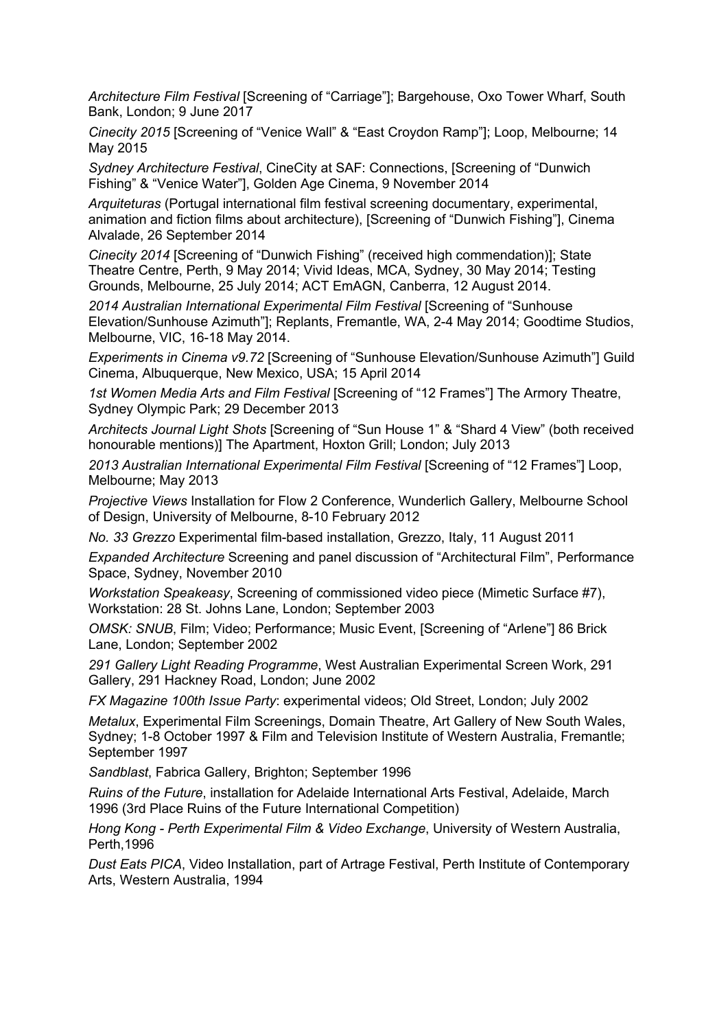*Architecture Film Festival* [Screening of "Carriage"]; Bargehouse, Oxo Tower Wharf, South Bank, London; 9 June 2017

*Cinecity 2015* [Screening of "Venice Wall" & "East Croydon Ramp"]; Loop, Melbourne; 14 May 2015

*Sydney Architecture Festival*, CineCity at SAF: Connections, [Screening of "Dunwich Fishing" & "Venice Water"], Golden Age Cinema, 9 November 2014

*Arquiteturas* (Portugal international film festival screening documentary, experimental, animation and fiction films about architecture), [Screening of "Dunwich Fishing"], Cinema Alvalade, 26 September 2014

*Cinecity 2014* [Screening of "Dunwich Fishing" (received high commendation)]; State Theatre Centre, Perth, 9 May 2014; Vivid Ideas, MCA, Sydney, 30 May 2014; Testing Grounds, Melbourne, 25 July 2014; ACT EmAGN, Canberra, 12 August 2014.

*2014 Australian International Experimental Film Festival* [Screening of "Sunhouse Elevation/Sunhouse Azimuth"]; Replants, Fremantle, WA, 2-4 May 2014; Goodtime Studios, Melbourne, VIC, 16-18 May 2014.

*Experiments in Cinema v9.72* [Screening of "Sunhouse Elevation/Sunhouse Azimuth"] Guild Cinema, Albuquerque, New Mexico, USA; 15 April 2014

*1st Women Media Arts and Film Festival* [Screening of "12 Frames"] The Armory Theatre, Sydney Olympic Park; 29 December 2013

*Architects Journal Light Shots* [Screening of "Sun House 1" & "Shard 4 View" (both received honourable mentions)] The Apartment, Hoxton Grill; London; July 2013

*2013 Australian International Experimental Film Festival* [Screening of "12 Frames"] Loop, Melbourne; May 2013

*Projective Views* Installation for Flow 2 Conference, Wunderlich Gallery, Melbourne School of Design, University of Melbourne, 8-10 February 2012

*No. 33 Grezzo* Experimental film-based installation, Grezzo, Italy, 11 August 2011

*Expanded Architecture* Screening and panel discussion of "Architectural Film", Performance Space, Sydney, November 2010

*Workstation Speakeasy*, Screening of commissioned video piece (Mimetic Surface #7), Workstation: 28 St. Johns Lane, London; September 2003

*OMSK: SNUB*, Film; Video; Performance; Music Event, [Screening of "Arlene"] 86 Brick Lane, London; September 2002

*291 Gallery Light Reading Programme*, West Australian Experimental Screen Work, 291 Gallery, 291 Hackney Road, London; June 2002

*FX Magazine 100th Issue Party*: experimental videos; Old Street, London; July 2002

*Metalux*, Experimental Film Screenings, Domain Theatre, Art Gallery of New South Wales, Sydney; 1-8 October 1997 & Film and Television Institute of Western Australia, Fremantle; September 1997

*Sandblast*, Fabrica Gallery, Brighton; September 1996

*Ruins of the Future*, installation for Adelaide International Arts Festival, Adelaide, March 1996 (3rd Place Ruins of the Future International Competition)

*Hong Kong - Perth Experimental Film & Video Exchange*, University of Western Australia, Perth,1996

*Dust Eats PICA*, Video Installation, part of Artrage Festival, Perth Institute of Contemporary Arts, Western Australia, 1994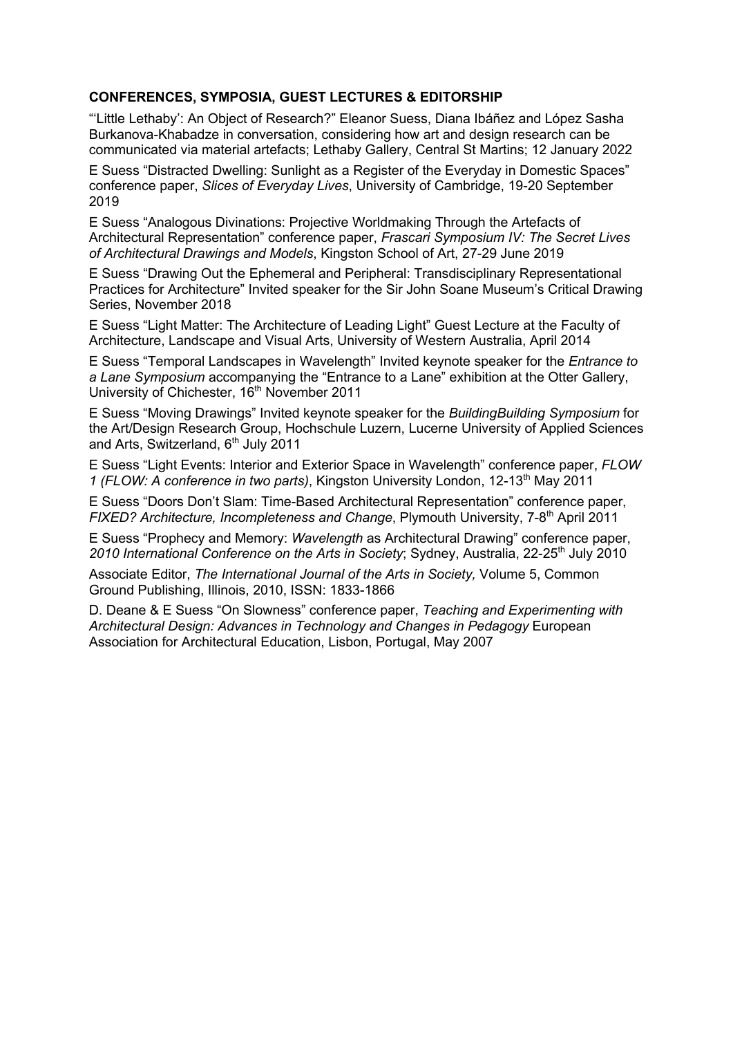**CONFERENCES, SYMPOSIA, GUEST LECTURES & EDITORSHIP**

"'Little Lethaby': An Object of Research?" Eleanor Suess, Diana Ibáñez and López Sasha Burkanova-Khabadze in conversation, considering how art and design research can be communicated via material artefacts; Lethaby Gallery, Central St Martins; 12 January 2022

E Suess "Distracted Dwelling: Sunlight as a Register of the Everyday in Domestic Spaces" conference paper, *Slices of Everyday Lives*, University of Cambridge, 19-20 September 2019

E Suess "Analogous Divinations: Projective Worldmaking Through the Artefacts of Architectural Representation" conference paper, *Frascari Symposium IV: The Secret Lives of Architectural Drawings and Models*, Kingston School of Art, 27-29 June 2019

E Suess "Drawing Out the Ephemeral and Peripheral: Transdisciplinary Representational Practices for Architecture" Invited speaker for the Sir John Soane Museum's Critical Drawing Series, November 2018

E Suess "Light Matter: The Architecture of Leading Light" Guest Lecture at the Faculty of Architecture, Landscape and Visual Arts, University of Western Australia, April 2014

E Suess "Temporal Landscapes in Wavelength" Invited keynote speaker for the *Entrance to a Lane Symposium* accompanying the "Entrance to a Lane" exhibition at the Otter Gallery, University of Chichester, 16th November 2011

E Suess "Moving Drawings" Invited keynote speaker for the *BuildingBuilding Symposium* for the Art/Design Research Group, Hochschule Luzern, Lucerne University of Applied Sciences and Arts, Switzerland, 6th July 2011

E Suess "Light Events: Interior and Exterior Space in Wavelength" conference paper, *FLOW 1 (FLOW: A conference in two parts)*, Kingston University London, 12-13th May 2011

E Suess "Doors Don't Slam: Time-Based Architectural Representation" conference paper, *FIXED? Architecture, Incompleteness and Change*, Plymouth University, 7-8th April 2011

E Suess "Prophecy and Memory: *Wavelength* as Architectural Drawing" conference paper, *2010 International Conference on the Arts in Society*; Sydney, Australia, 22-25th July 2010

Associate Editor, *The International Journal of the Arts in Society,* Volume 5, Common Ground Publishing, Illinois, 2010, ISSN: 1833-1866

D. Deane & E Suess "On Slowness" conference paper, *Teaching and Experimenting with Architectural Design: Advances in Technology and Changes in Pedagogy* European Association for Architectural Education, Lisbon, Portugal, May 2007